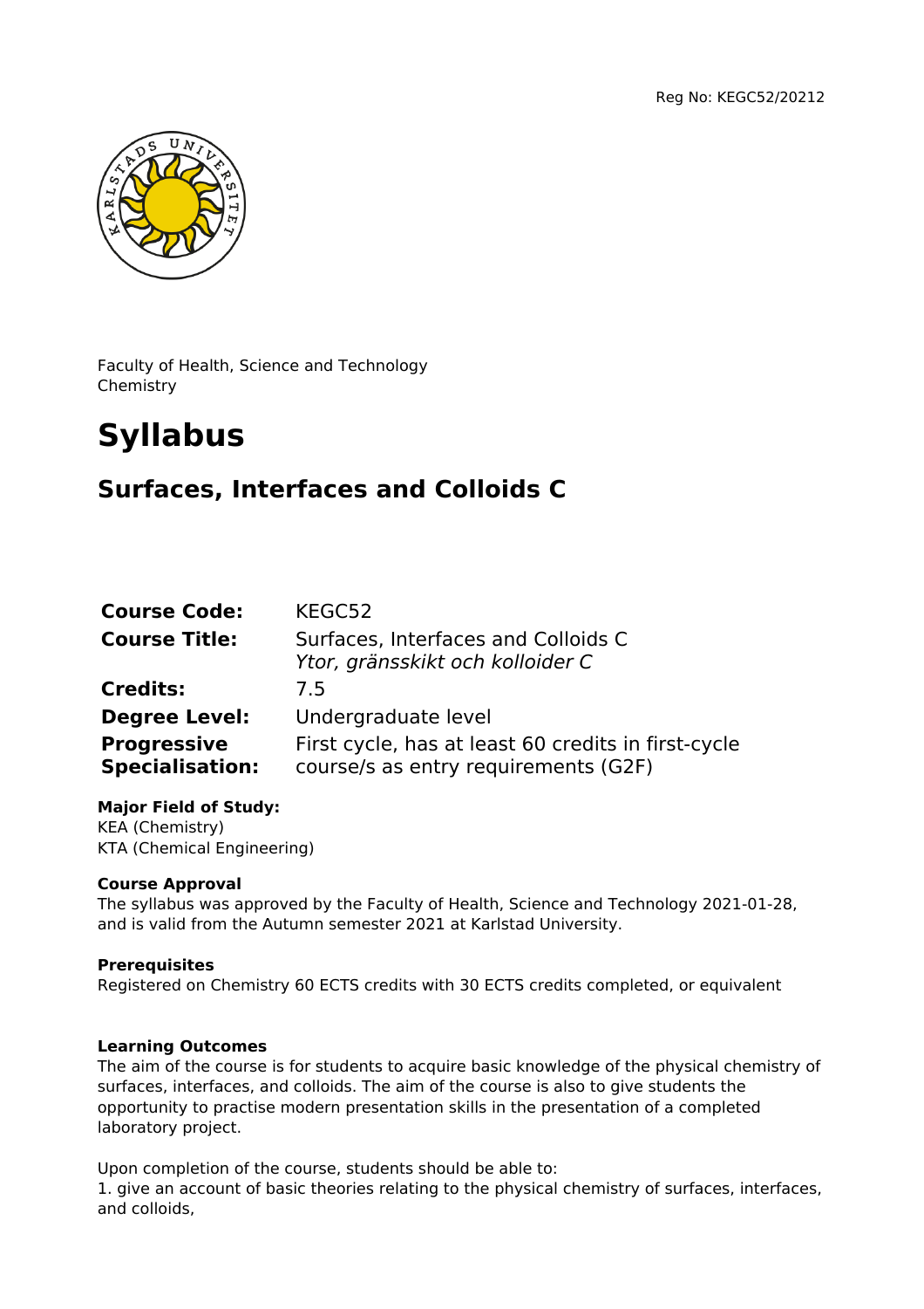Reg No: KEGC52/20212

Faculty of Health, Science and Technology
Chemistry

# Syllabus

## Surfaces, Interfaces and Colloids C

| | |
|---|---|
| **Course Code:** | KEGC52 |
| **Course Title:** | Surfaces, Interfaces and Colloids C<br>*Ytor, gränsskikt och kolloider C* |
| **Credits:** | 7.5 |
| **Degree Level:** | Undergraduate level |
| **Progressive Specialisation:** | First cycle, has at least 60 credits in first-cycle course/s as entry requirements (G2F) |

**Major Field of Study:**
KEA (Chemistry)
KTA (Chemical Engineering)

**Course Approval**
The syllabus was approved by the Faculty of Health, Science and Technology 2021-01-28, and is valid from the Autumn semester 2021 at Karlstad University.

**Prerequisites**
Registered on Chemistry 60 ECTS credits with 30 ECTS credits completed, or equivalent

**Learning Outcomes**
The aim of the course is for students to acquire basic knowledge of the physical chemistry of surfaces, interfaces, and colloids. The aim of the course is also to give students the opportunity to practise modern presentation skills in the presentation of a completed laboratory project.

Upon completion of the course, students should be able to:
1. give an account of basic theories relating to the physical chemistry of surfaces, interfaces, and colloids,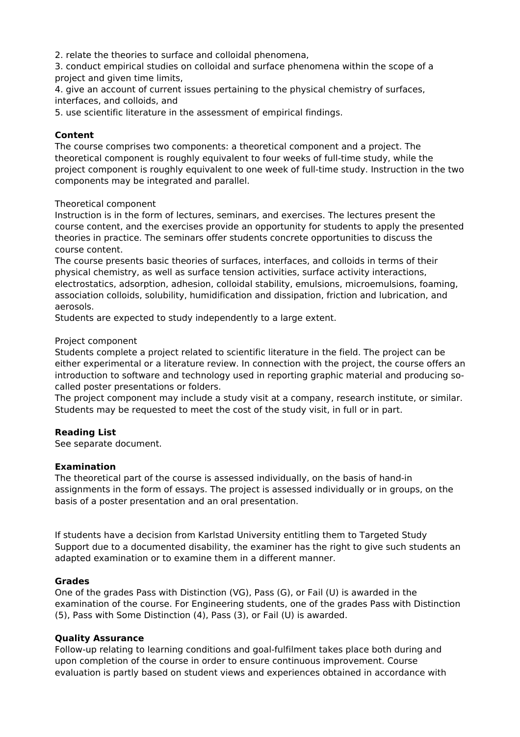2. relate the theories to surface and colloidal phenomena,
3. conduct empirical studies on colloidal and surface phenomena within the scope of a project and given time limits,
4. give an account of current issues pertaining to the physical chemistry of surfaces, interfaces, and colloids, and
5. use scientific literature in the assessment of empirical findings.

**Content**
The course comprises two components: a theoretical component and a project. The theoretical component is roughly equivalent to four weeks of full-time study, while the project component is roughly equivalent to one week of full-time study. Instruction in the two components may be integrated and parallel.

Theoretical component
Instruction is in the form of lectures, seminars, and exercises. The lectures present the course content, and the exercises provide an opportunity for students to apply the presented theories in practice. The seminars offer students concrete opportunities to discuss the course content.
The course presents basic theories of surfaces, interfaces, and colloids in terms of their physical chemistry, as well as surface tension activities, surface activity interactions, electrostatics, adsorption, adhesion, colloidal stability, emulsions, microemulsions, foaming, association colloids, solubility, humidification and dissipation, friction and lubrication, and aerosols.
Students are expected to study independently to a large extent.

Project component
Students complete a project related to scientific literature in the field. The project can be either experimental or a literature review. In connection with the project, the course offers an introduction to software and technology used in reporting graphic material and producing so-called poster presentations or folders.
The project component may include a study visit at a company, research institute, or similar. Students may be requested to meet the cost of the study visit, in full or in part.

**Reading List**
See separate document.

**Examination**
The theoretical part of the course is assessed individually, on the basis of hand-in assignments in the form of essays. The project is assessed individually or in groups, on the basis of a poster presentation and an oral presentation.

If students have a decision from Karlstad University entitling them to Targeted Study Support due to a documented disability, the examiner has the right to give such students an adapted examination or to examine them in a different manner.

**Grades**
One of the grades Pass with Distinction (VG), Pass (G), or Fail (U) is awarded in the examination of the course. For Engineering students, one of the grades Pass with Distinction (5), Pass with Some Distinction (4), Pass (3), or Fail (U) is awarded.

**Quality Assurance**
Follow-up relating to learning conditions and goal-fulfilment takes place both during and upon completion of the course in order to ensure continuous improvement. Course evaluation is partly based on student views and experiences obtained in accordance with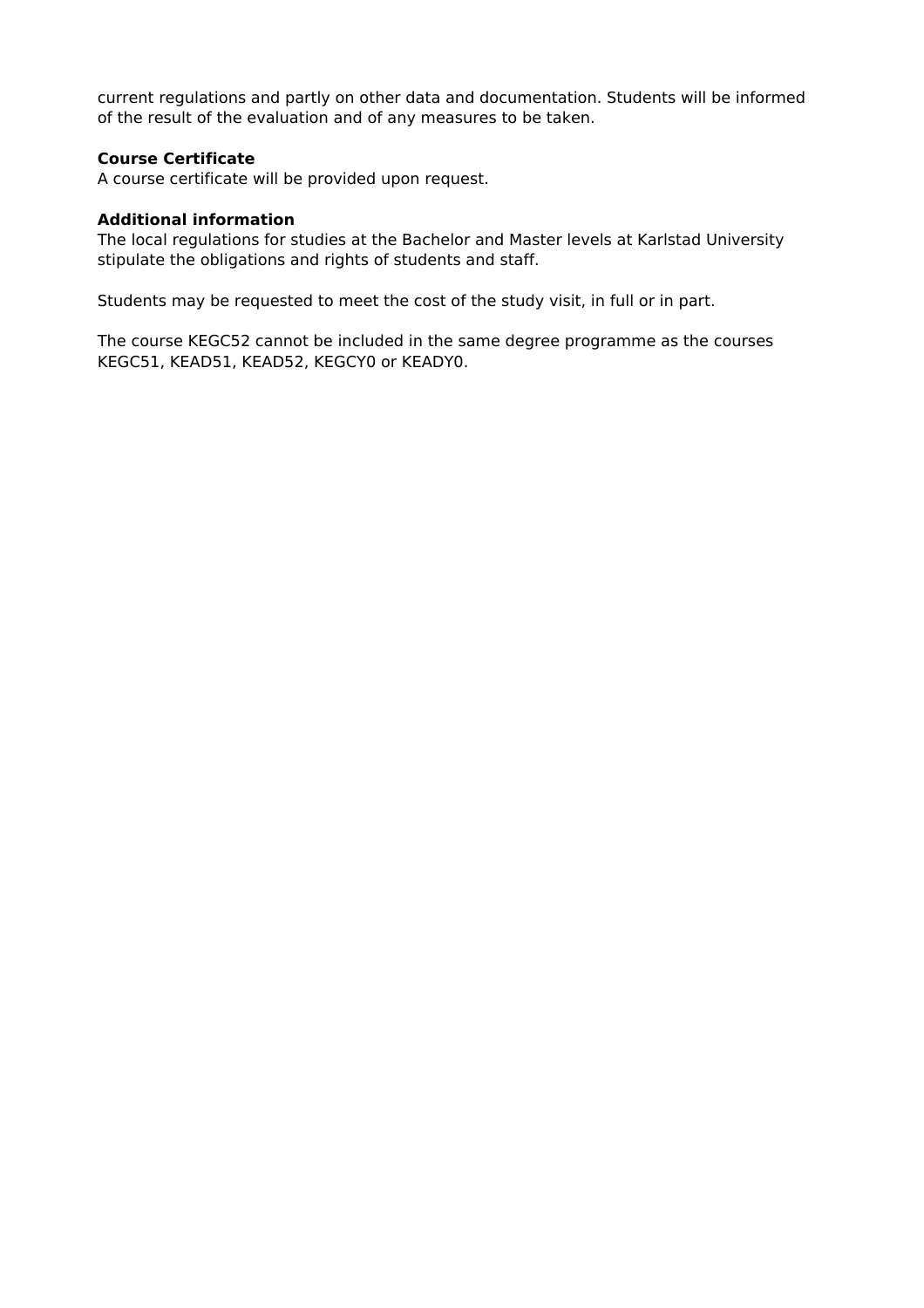current regulations and partly on other data and documentation. Students will be informed of the result of the evaluation and of any measures to be taken.

**Course Certificate**
A course certificate will be provided upon request.

**Additional information**
The local regulations for studies at the Bachelor and Master levels at Karlstad University stipulate the obligations and rights of students and staff.

Students may be requested to meet the cost of the study visit, in full or in part.

The course KEGC52 cannot be included in the same degree programme as the courses KEGC51, KEAD51, KEAD52, KEGCY0 or KEADY0.